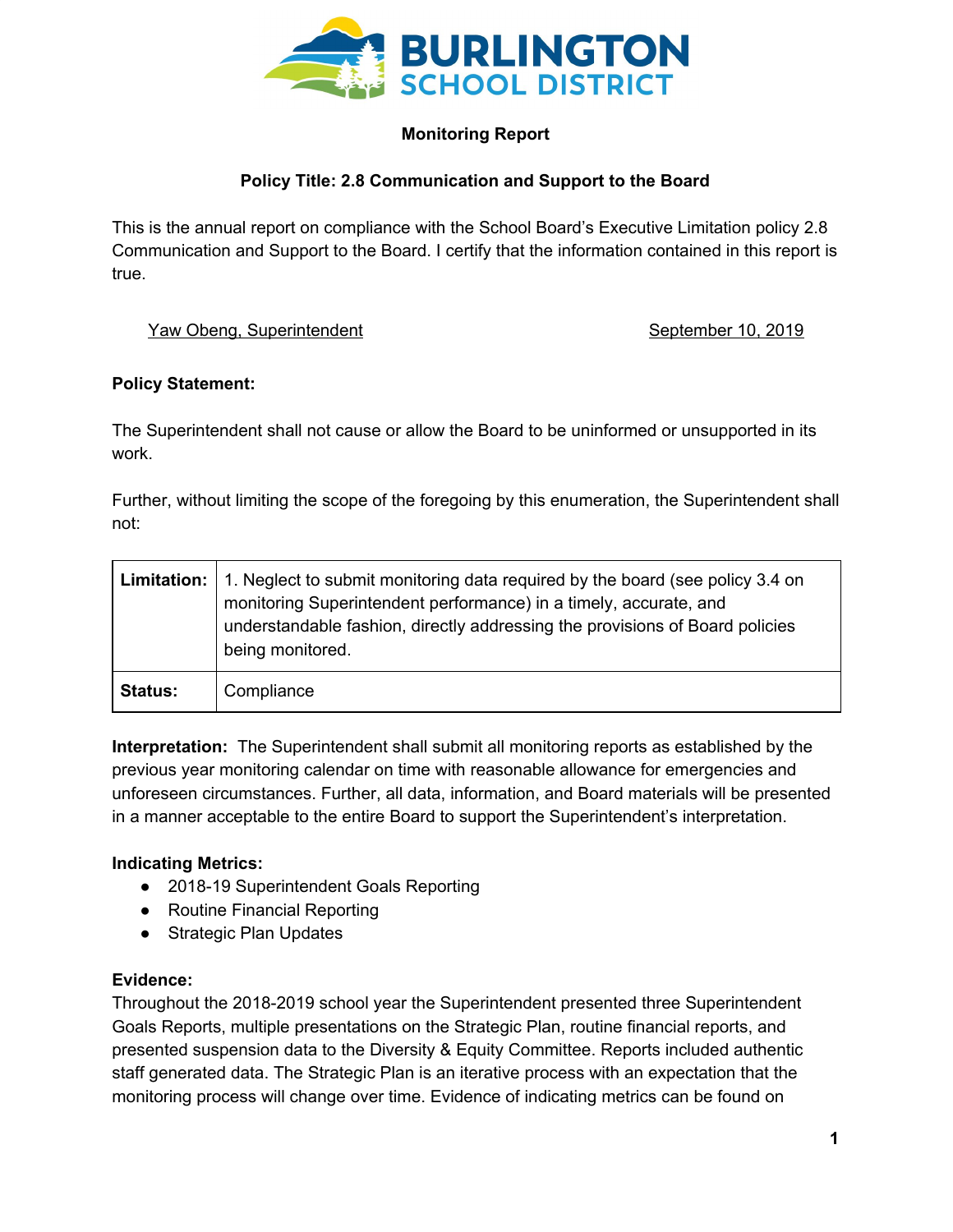**BURLINGTON SCHOOL DISTRICT**

## Monitoring Report

### Policy Title: 2.8 Communication and Support to the Board

This is the annual report on compliance with the School Board's Executive Limitation policy 2.8 Communication and Support to the Board. I certify that the information contained in this report is true.

Yaw Obeng, Superintendent — September 10, 2019

**Policy Statement:**

The Superintendent shall not cause or allow the Board to be uninformed or unsupported in its work.

Further, without limiting the scope of the foregoing by this enumeration, the Superintendent shall not:

| **Limitation:** | 1. Neglect to submit monitoring data required by the board (see policy 3.4 on monitoring Superintendent performance) in a timely, accurate, and understandable fashion, directly addressing the provisions of Board policies being monitored. |
|---|---|
| **Status:** | Compliance |

**Interpretation:** The Superintendent shall submit all monitoring reports as established by the previous year monitoring calendar on time with reasonable allowance for emergencies and unforeseen circumstances. Further, all data, information, and Board materials will be presented in a manner acceptable to the entire Board to support the Superintendent's interpretation.

**Indicating Metrics:**

- 2018-19 Superintendent Goals Reporting
- Routine Financial Reporting
- Strategic Plan Updates

**Evidence:**

Throughout the 2018-2019 school year the Superintendent presented three Superintendent Goals Reports, multiple presentations on the Strategic Plan, routine financial reports, and presented suspension data to the Diversity & Equity Committee. Reports included authentic staff generated data. The Strategic Plan is an iterative process with an expectation that the monitoring process will change over time. Evidence of indicating metrics can be found on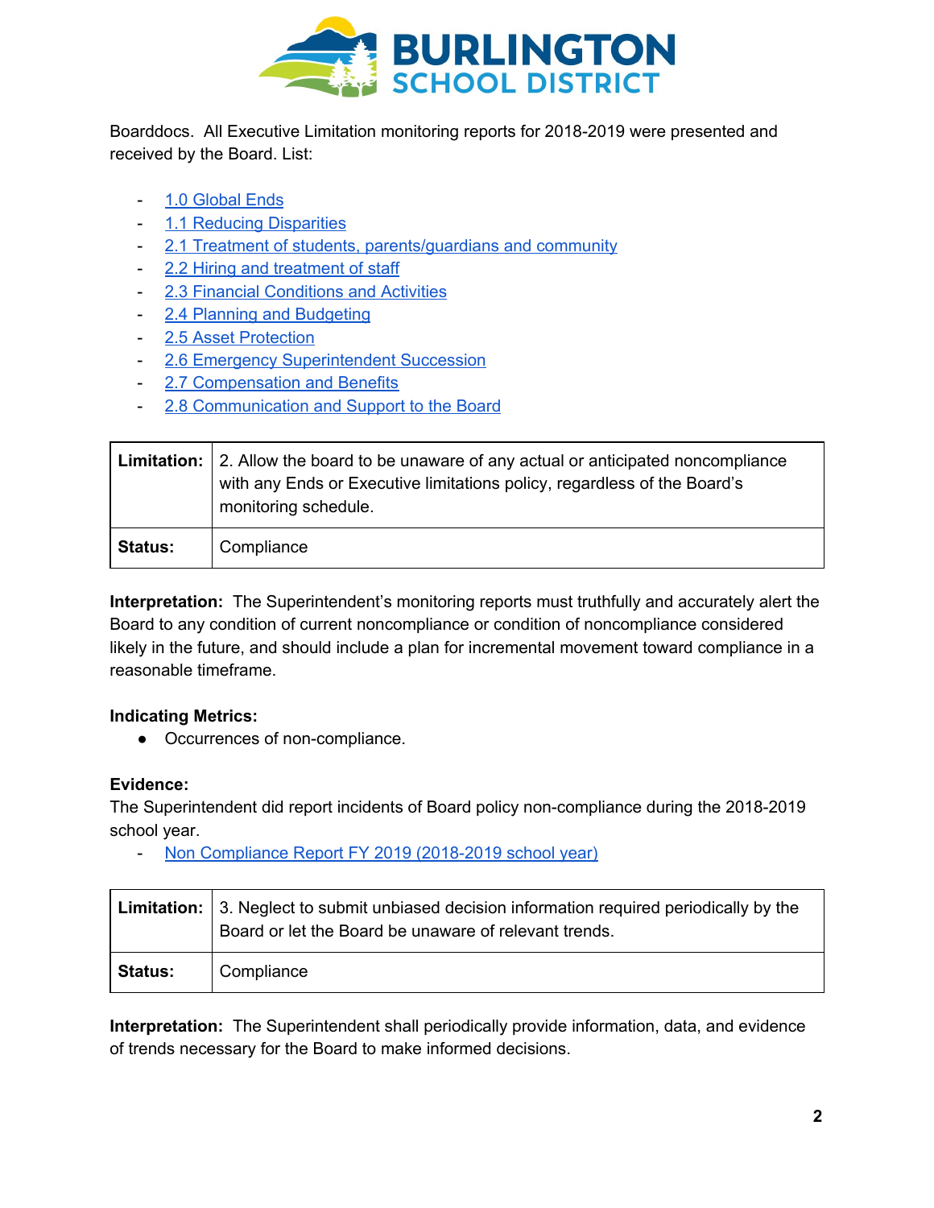Boarddocs. All Executive Limitation monitoring reports for 2018-2019 were presented and received by the Board. List:

- 1.0 Global Ends
- 1.1 Reducing Disparities
- 2.1 Treatment of students, parents/guardians and community
- 2.2 Hiring and treatment of staff
- 2.3 Financial Conditions and Activities
- 2.4 Planning and Budgeting
- 2.5 Asset Protection
- 2.6 Emergency Superintendent Succession
- 2.7 Compensation and Benefits
- 2.8 Communication and Support to the Board

| **Limitation:** | 2. Allow the board to be unaware of any actual or anticipated noncompliance with any Ends or Executive limitations policy, regardless of the Board's monitoring schedule. |
|---|---|
| **Status:** | Compliance |

**Interpretation:** The Superintendent's monitoring reports must truthfully and accurately alert the Board to any condition of current noncompliance or condition of noncompliance considered likely in the future, and should include a plan for incremental movement toward compliance in a reasonable timeframe.

**Indicating Metrics:**

- Occurrences of non-compliance.

**Evidence:**
The Superintendent did report incidents of Board policy non-compliance during the 2018-2019 school year.

- Non Compliance Report FY 2019 (2018-2019 school year)

| **Limitation:** | 3. Neglect to submit unbiased decision information required periodically by the Board or let the Board be unaware of relevant trends. |
|---|---|
| **Status:** | Compliance |

**Interpretation:** The Superintendent shall periodically provide information, data, and evidence of trends necessary for the Board to make informed decisions.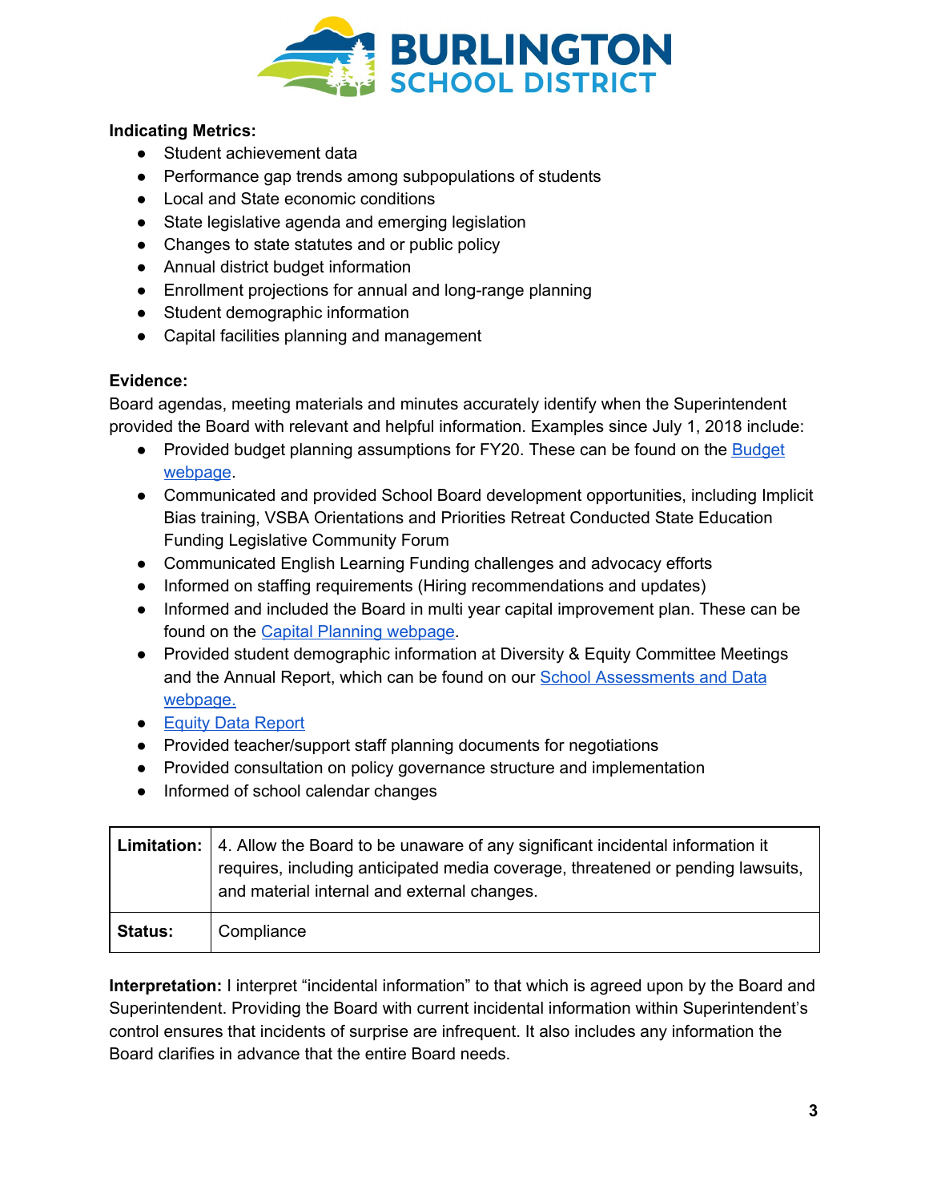**Indicating Metrics:**

- Student achievement data
- Performance gap trends among subpopulations of students
- Local and State economic conditions
- State legislative agenda and emerging legislation
- Changes to state statutes and or public policy
- Annual district budget information
- Enrollment projections for annual and long-range planning
- Student demographic information
- Capital facilities planning and management

**Evidence:**

Board agendas, meeting materials and minutes accurately identify when the Superintendent provided the Board with relevant and helpful information. Examples since July 1, 2018 include:

- Provided budget planning assumptions for FY20. These can be found on the Budget webpage.
- Communicated and provided School Board development opportunities, including Implicit Bias training, VSBA Orientations and Priorities Retreat Conducted State Education Funding Legislative Community Forum
- Communicated English Learning Funding challenges and advocacy efforts
- Informed on staffing requirements (Hiring recommendations and updates)
- Informed and included the Board in multi year capital improvement plan. These can be found on the Capital Planning webpage.
- Provided student demographic information at Diversity & Equity Committee Meetings and the Annual Report, which can be found on our School Assessments and Data webpage.
- Equity Data Report
- Provided teacher/support staff planning documents for negotiations
- Provided consultation on policy governance structure and implementation
- Informed of school calendar changes

| **Limitation:** | 4. Allow the Board to be unaware of any significant incidental information it requires, including anticipated media coverage, threatened or pending lawsuits, and material internal and external changes. |
|---|---|
| **Status:** | Compliance |

**Interpretation:** I interpret "incidental information" to that which is agreed upon by the Board and Superintendent. Providing the Board with current incidental information within Superintendent's control ensures that incidents of surprise are infrequent. It also includes any information the Board clarifies in advance that the entire Board needs.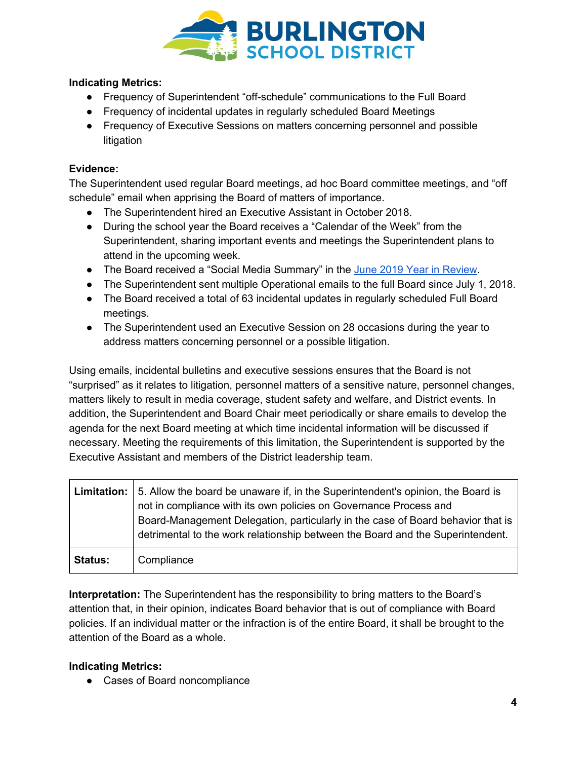**Indicating Metrics:**

- Frequency of Superintendent “off-schedule” communications to the Full Board
- Frequency of incidental updates in regularly scheduled Board Meetings
- Frequency of Executive Sessions on matters concerning personnel and possible litigation

**Evidence:**

The Superintendent used regular Board meetings, ad hoc Board committee meetings, and “off schedule” email when apprising the Board of matters of importance.

- The Superintendent hired an Executive Assistant in October 2018.
- During the school year the Board receives a “Calendar of the Week” from the Superintendent, sharing important events and meetings the Superintendent plans to attend in the upcoming week.
- The Board received a “Social Media Summary” in the June 2019 Year in Review.
- The Superintendent sent multiple Operational emails to the full Board since July 1, 2018.
- The Board received a total of 63 incidental updates in regularly scheduled Full Board meetings.
- The Superintendent used an Executive Session on 28 occasions during the year to address matters concerning personnel or a possible litigation.

Using emails, incidental bulletins and executive sessions ensures that the Board is not “surprised” as it relates to litigation, personnel matters of a sensitive nature, personnel changes, matters likely to result in media coverage, student safety and welfare, and District events. In addition, the Superintendent and Board Chair meet periodically or share emails to develop the agenda for the next Board meeting at which time incidental information will be discussed if necessary. Meeting the requirements of this limitation, the Superintendent is supported by the Executive Assistant and members of the District leadership team.

| **Limitation:** | 5. Allow the board be unaware if, in the Superintendent's opinion, the Board is not in compliance with its own policies on Governance Process and Board-Management Delegation, particularly in the case of Board behavior that is detrimental to the work relationship between the Board and the Superintendent. |
|---|---|
| **Status:** | Compliance |

**Interpretation:** The Superintendent has the responsibility to bring matters to the Board’s attention that, in their opinion, indicates Board behavior that is out of compliance with Board policies. If an individual matter or the infraction is of the entire Board, it shall be brought to the attention of the Board as a whole.

**Indicating Metrics:**

- Cases of Board noncompliance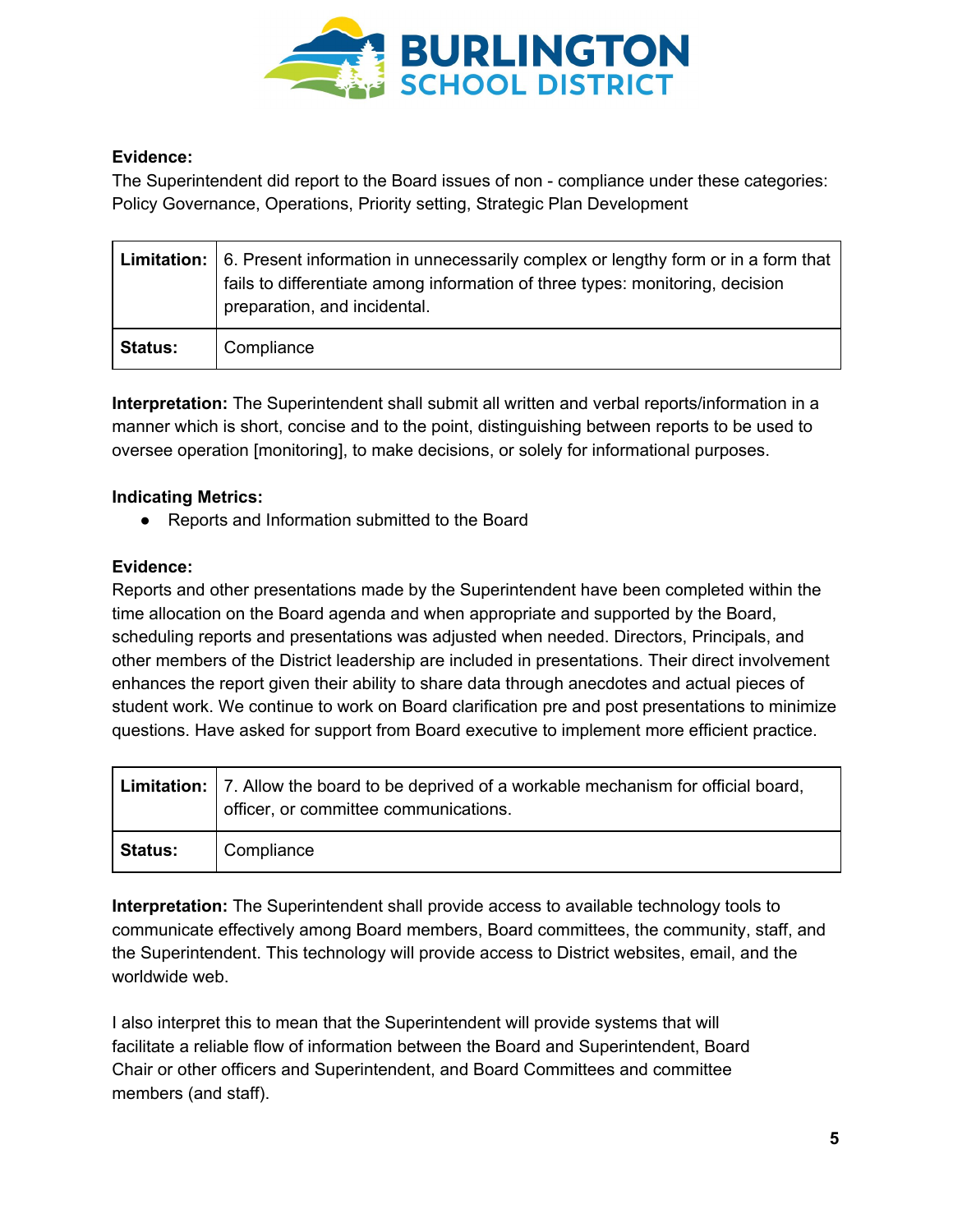**Evidence:**
The Superintendent did report to the Board issues of non - compliance under these categories: Policy Governance, Operations, Priority setting, Strategic Plan Development

| **Limitation:** | 6. Present information in unnecessarily complex or lengthy form or in a form that fails to differentiate among information of three types: monitoring, decision preparation, and incidental. |
|---|---|
| **Status:** | Compliance |

**Interpretation:** The Superintendent shall submit all written and verbal reports/information in a manner which is short, concise and to the point, distinguishing between reports to be used to oversee operation [monitoring], to make decisions, or solely for informational purposes.

**Indicating Metrics:**

- Reports and Information submitted to the Board

**Evidence:**
Reports and other presentations made by the Superintendent have been completed within the time allocation on the Board agenda and when appropriate and supported by the Board, scheduling reports and presentations was adjusted when needed. Directors, Principals, and other members of the District leadership are included in presentations. Their direct involvement enhances the report given their ability to share data through anecdotes and actual pieces of student work. We continue to work on Board clarification pre and post presentations to minimize questions. Have asked for support from Board executive to implement more efficient practice.

| **Limitation:** | 7. Allow the board to be deprived of a workable mechanism for official board, officer, or committee communications. |
|---|---|
| **Status:** | Compliance |

**Interpretation:** The Superintendent shall provide access to available technology tools to communicate effectively among Board members, Board committees, the community, staff, and the Superintendent. This technology will provide access to District websites, email, and the worldwide web.

I also interpret this to mean that the Superintendent will provide systems that will facilitate a reliable flow of information between the Board and Superintendent, Board Chair or other officers and Superintendent, and Board Committees and committee members (and staff).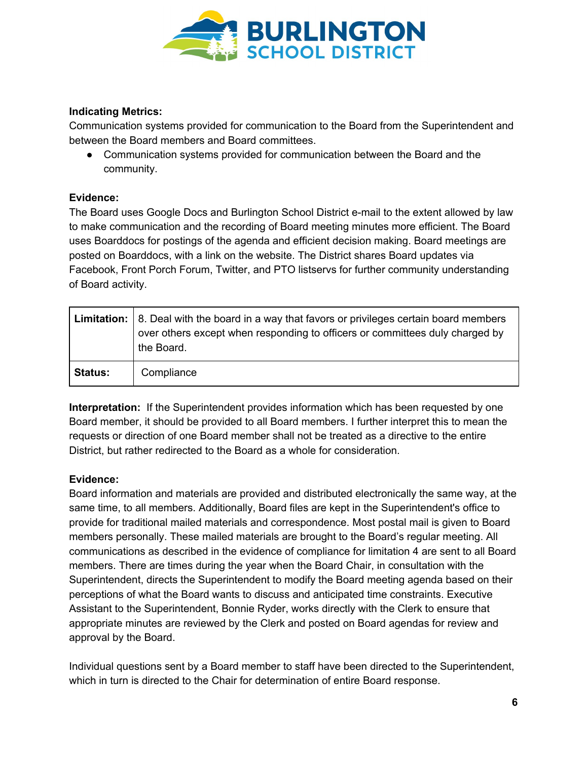**Indicating Metrics:**
Communication systems provided for communication to the Board from the Superintendent and between the Board members and Board committees.

- Communication systems provided for communication between the Board and the community.

**Evidence:**
The Board uses Google Docs and Burlington School District e-mail to the extent allowed by law to make communication and the recording of Board meeting minutes more efficient. The Board uses Boarddocs for postings of the agenda and efficient decision making. Board meetings are posted on Boarddocs, with a link on the website. The District shares Board updates via Facebook, Front Porch Forum, Twitter, and PTO listservs for further community understanding of Board activity.

| **Limitation:** | 8. Deal with the board in a way that favors or privileges certain board members over others except when responding to officers or committees duly charged by the Board. |
|---|---|
| **Status:** | Compliance |

**Interpretation:** If the Superintendent provides information which has been requested by one Board member, it should be provided to all Board members. I further interpret this to mean the requests or direction of one Board member shall not be treated as a directive to the entire District, but rather redirected to the Board as a whole for consideration.

**Evidence:**
Board information and materials are provided and distributed electronically the same way, at the same time, to all members. Additionally, Board files are kept in the Superintendent's office to provide for traditional mailed materials and correspondence. Most postal mail is given to Board members personally. These mailed materials are brought to the Board's regular meeting. All communications as described in the evidence of compliance for limitation 4 are sent to all Board members. There are times during the year when the Board Chair, in consultation with the Superintendent, directs the Superintendent to modify the Board meeting agenda based on their perceptions of what the Board wants to discuss and anticipated time constraints. Executive Assistant to the Superintendent, Bonnie Ryder, works directly with the Clerk to ensure that appropriate minutes are reviewed by the Clerk and posted on Board agendas for review and approval by the Board.

Individual questions sent by a Board member to staff have been directed to the Superintendent, which in turn is directed to the Chair for determination of entire Board response.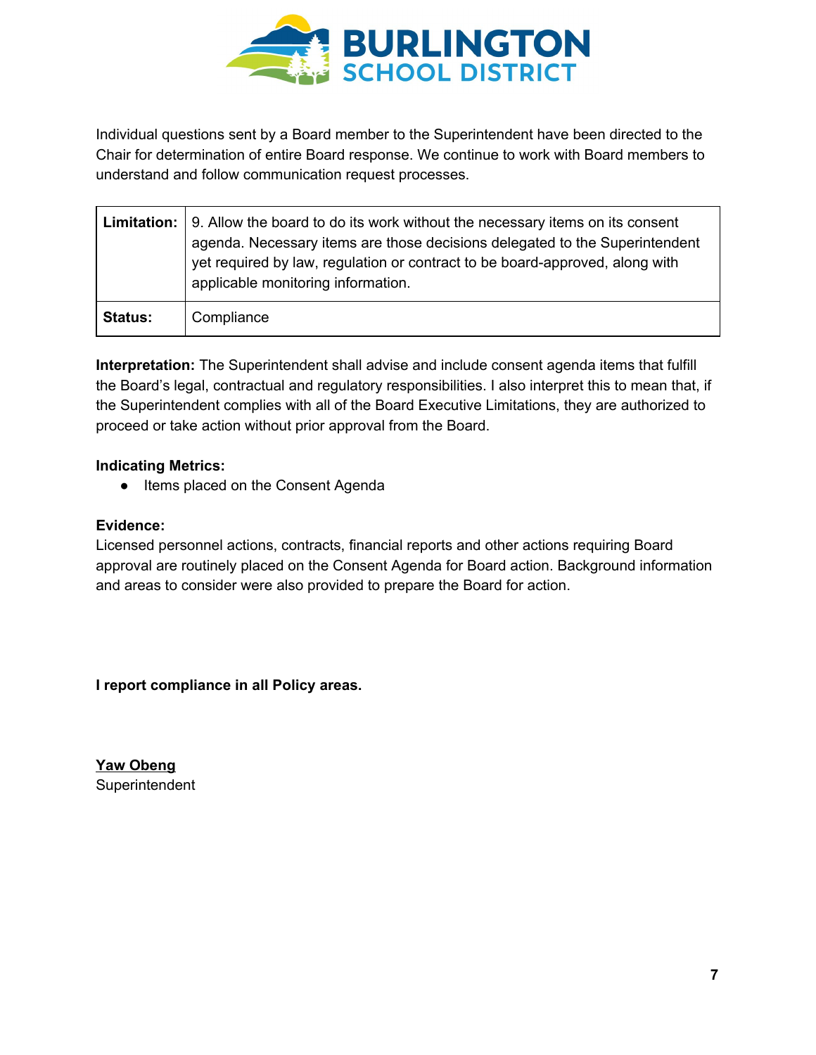Individual questions sent by a Board member to the Superintendent have been directed to the Chair for determination of entire Board response. We continue to work with Board members to understand and follow communication request processes.

| | |
|---|---|
| **Limitation:** | 9. Allow the board to do its work without the necessary items on its consent agenda. Necessary items are those decisions delegated to the Superintendent yet required by law, regulation or contract to be board-approved, along with applicable monitoring information. |
| **Status:** | Compliance |

**Interpretation:** The Superintendent shall advise and include consent agenda items that fulfill the Board's legal, contractual and regulatory responsibilities. I also interpret this to mean that, if the Superintendent complies with all of the Board Executive Limitations, they are authorized to proceed or take action without prior approval from the Board.

**Indicating Metrics:**

- Items placed on the Consent Agenda

**Evidence:**
Licensed personnel actions, contracts, financial reports and other actions requiring Board approval are routinely placed on the Consent Agenda for Board action. Background information and areas to consider were also provided to prepare the Board for action.

**I report compliance in all Policy areas.**

**Yaw Obeng**
Superintendent